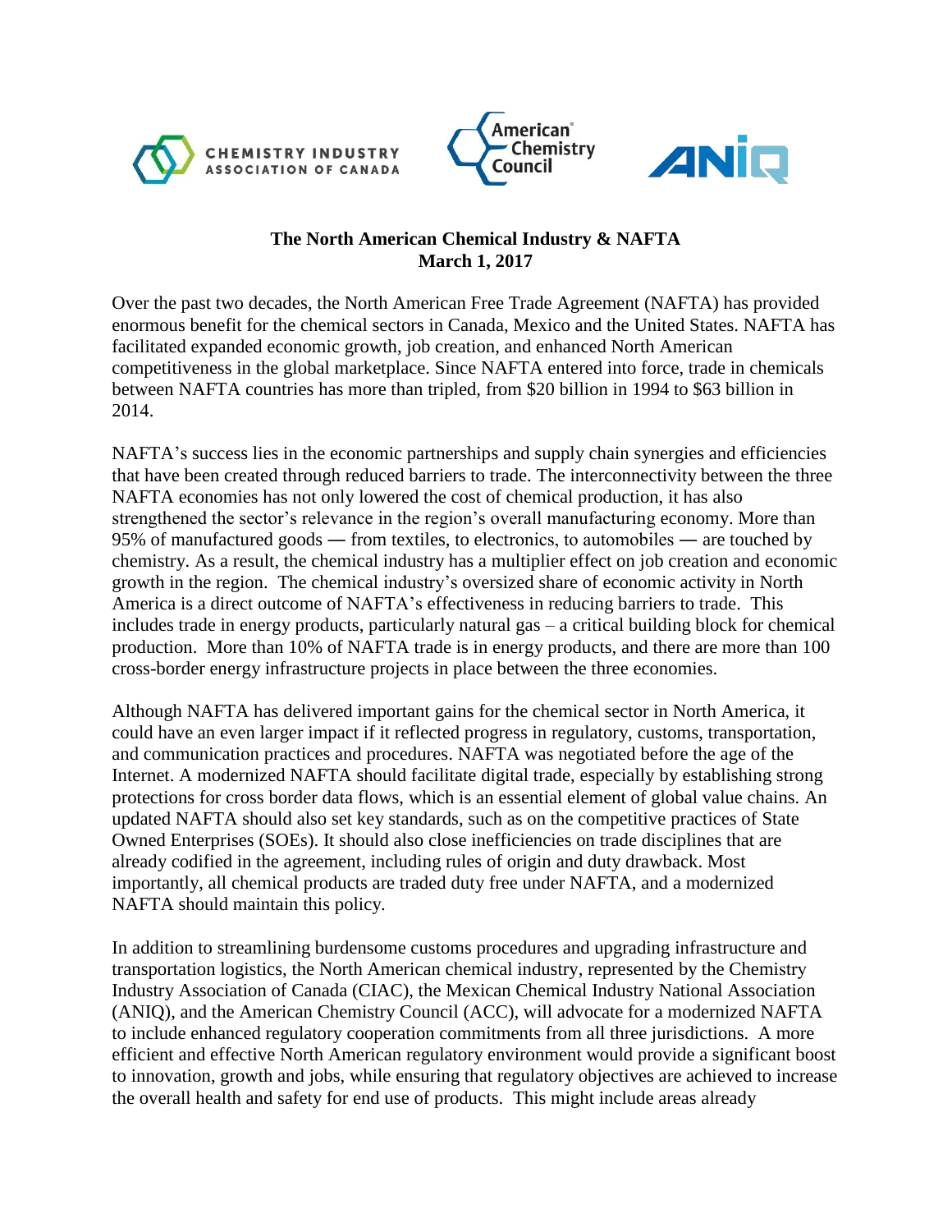CHEMISTRY INDUSTRY ASSOCIATION OF CANADA

American Chemistry Council

ANIQ

**The North American Chemical Industry & NAFTA**
**March 1, 2017**

Over the past two decades, the North American Free Trade Agreement (NAFTA) has provided enormous benefit for the chemical sectors in Canada, Mexico and the United States. NAFTA has facilitated expanded economic growth, job creation, and enhanced North American competitiveness in the global marketplace. Since NAFTA entered into force, trade in chemicals between NAFTA countries has more than tripled, from $20 billion in 1994 to $63 billion in 2014.

NAFTA's success lies in the economic partnerships and supply chain synergies and efficiencies that have been created through reduced barriers to trade. The interconnectivity between the three NAFTA economies has not only lowered the cost of chemical production, it has also strengthened the sector's relevance in the region's overall manufacturing economy. More than 95% of manufactured goods — from textiles, to electronics, to automobiles — are touched by chemistry. As a result, the chemical industry has a multiplier effect on job creation and economic growth in the region. The chemical industry's oversized share of economic activity in North America is a direct outcome of NAFTA's effectiveness in reducing barriers to trade. This includes trade in energy products, particularly natural gas – a critical building block for chemical production. More than 10% of NAFTA trade is in energy products, and there are more than 100 cross-border energy infrastructure projects in place between the three economies.

Although NAFTA has delivered important gains for the chemical sector in North America, it could have an even larger impact if it reflected progress in regulatory, customs, transportation, and communication practices and procedures. NAFTA was negotiated before the age of the Internet. A modernized NAFTA should facilitate digital trade, especially by establishing strong protections for cross border data flows, which is an essential element of global value chains. An updated NAFTA should also set key standards, such as on the competitive practices of State Owned Enterprises (SOEs). It should also close inefficiencies on trade disciplines that are already codified in the agreement, including rules of origin and duty drawback. Most importantly, all chemical products are traded duty free under NAFTA, and a modernized NAFTA should maintain this policy.

In addition to streamlining burdensome customs procedures and upgrading infrastructure and transportation logistics, the North American chemical industry, represented by the Chemistry Industry Association of Canada (CIAC), the Mexican Chemical Industry National Association (ANIQ), and the American Chemistry Council (ACC), will advocate for a modernized NAFTA to include enhanced regulatory cooperation commitments from all three jurisdictions. A more efficient and effective North American regulatory environment would provide a significant boost to innovation, growth and jobs, while ensuring that regulatory objectives are achieved to increase the overall health and safety for end use of products. This might include areas already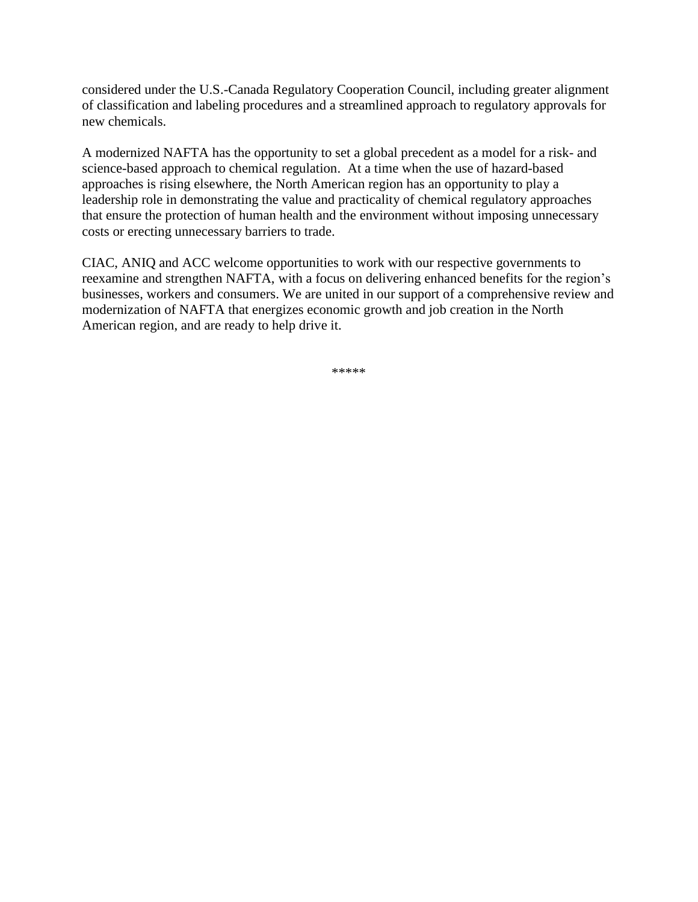considered under the U.S.-Canada Regulatory Cooperation Council, including greater alignment of classification and labeling procedures and a streamlined approach to regulatory approvals for new chemicals.

A modernized NAFTA has the opportunity to set a global precedent as a model for a risk- and science-based approach to chemical regulation. At a time when the use of hazard-based approaches is rising elsewhere, the North American region has an opportunity to play a leadership role in demonstrating the value and practicality of chemical regulatory approaches that ensure the protection of human health and the environment without imposing unnecessary costs or erecting unnecessary barriers to trade.

CIAC, ANIQ and ACC welcome opportunities to work with our respective governments to reexamine and strengthen NAFTA, with a focus on delivering enhanced benefits for the region's businesses, workers and consumers. We are united in our support of a comprehensive review and modernization of NAFTA that energizes economic growth and job creation in the North American region, and are ready to help drive it.

*****